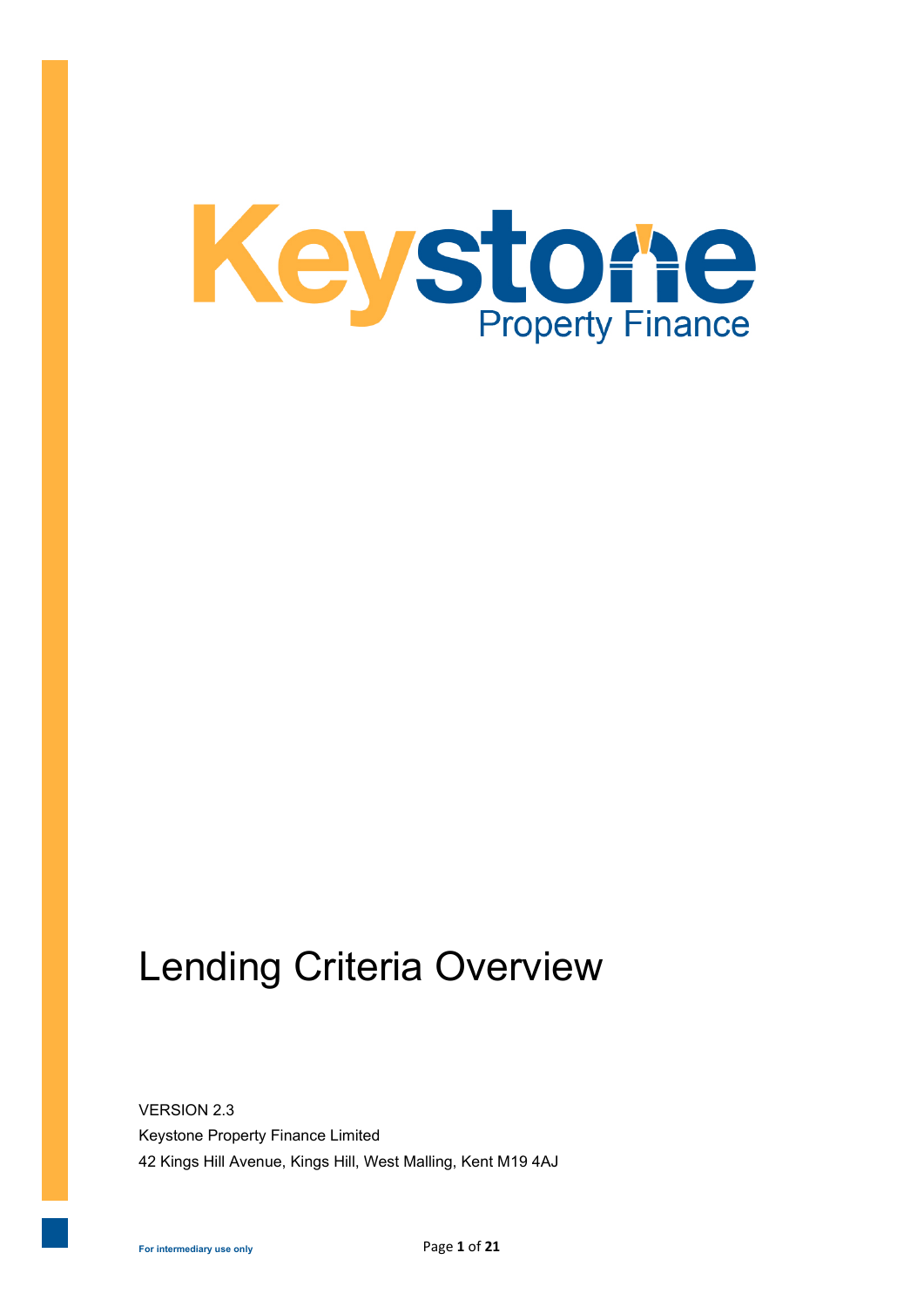# Keystone Property Finance

# Lending Criteria Overview

VERSION 2.3

Keystone Property Finance Limited

42 Kings Hill Avenue, Kings Hill, West Malling, Kent M19 4AJ

**For intermediary use only**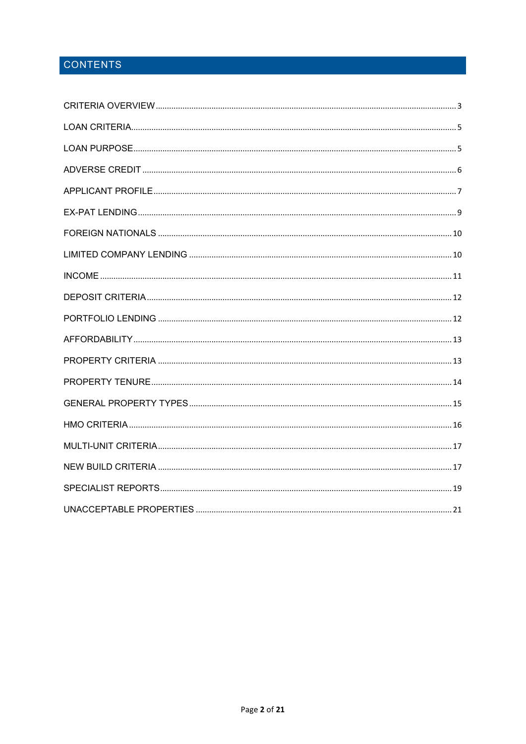# CONTENTS

CRITERIA OVERVIEW ..... 3

LOAN CRITERIA ..... 5

LOAN PURPOSE ..... 5

ADVERSE CREDIT ..... 6

APPLICANT PROFILE ..... 7

EX-PAT LENDING ..... 9

FOREIGN NATIONALS ..... 10

LIMITED COMPANY LENDING ..... 10

INCOME ..... 11

DEPOSIT CRITERIA ..... 12

PORTFOLIO LENDING ..... 12

AFFORDABILITY ..... 13

PROPERTY CRITERIA ..... 13

PROPERTY TENURE ..... 14

GENERAL PROPERTY TYPES ..... 15

HMO CRITERIA ..... 16

MULTI-UNIT CRITERIA ..... 17

NEW BUILD CRITERIA ..... 17

SPECIALIST REPORTS ..... 19

UNACCEPTABLE PROPERTIES ..... 21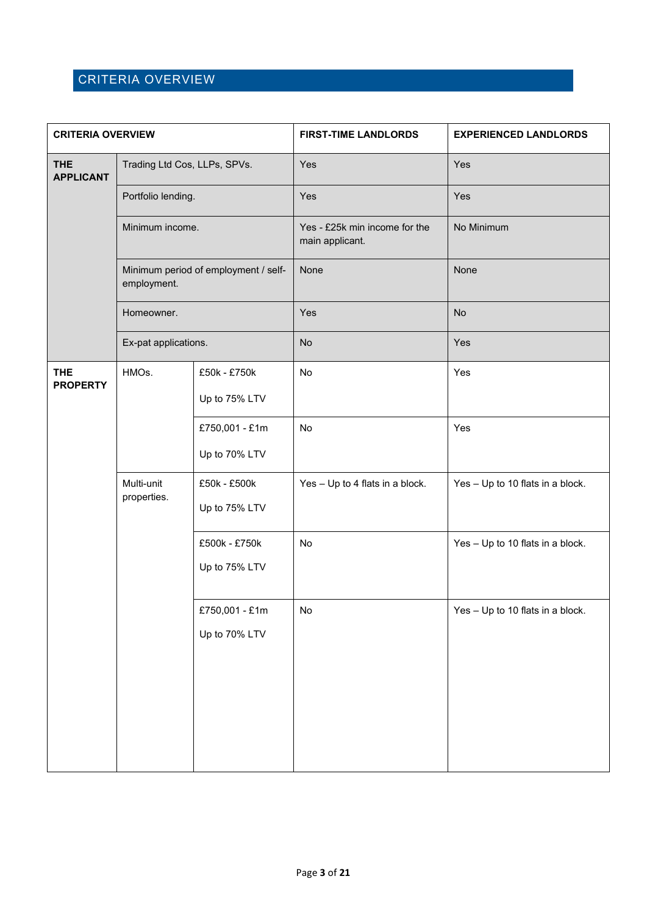## CRITERIA OVERVIEW

| CRITERIA OVERVIEW | | | FIRST-TIME LANDLORDS | EXPERIENCED LANDLORDS |
|---|---|---|---|---|
| **THE APPLICANT** | Trading Ltd Cos, LLPs, SPVs. | | Yes | Yes |
| | Portfolio lending. | | Yes | Yes |
| | Minimum income. | | Yes - £25k min income for the main applicant. | No Minimum |
| | Minimum period of employment / self-employment. | | None | None |
| | Homeowner. | | Yes | No |
| | Ex-pat applications. | | No | Yes |
| **THE PROPERTY** | HMOs. | £50k - £750k<br>Up to 75% LTV | No | Yes |
| | | £750,001 - £1m<br>Up to 70% LTV | No | Yes |
| | Multi-unit properties. | £50k - £500k<br>Up to 75% LTV | Yes – Up to 4 flats in a block. | Yes – Up to 10 flats in a block. |
| | | £500k - £750k<br>Up to 75% LTV | No | Yes – Up to 10 flats in a block. |
| | | £750,001 - £1m<br>Up to 70% LTV | No | Yes – Up to 10 flats in a block. |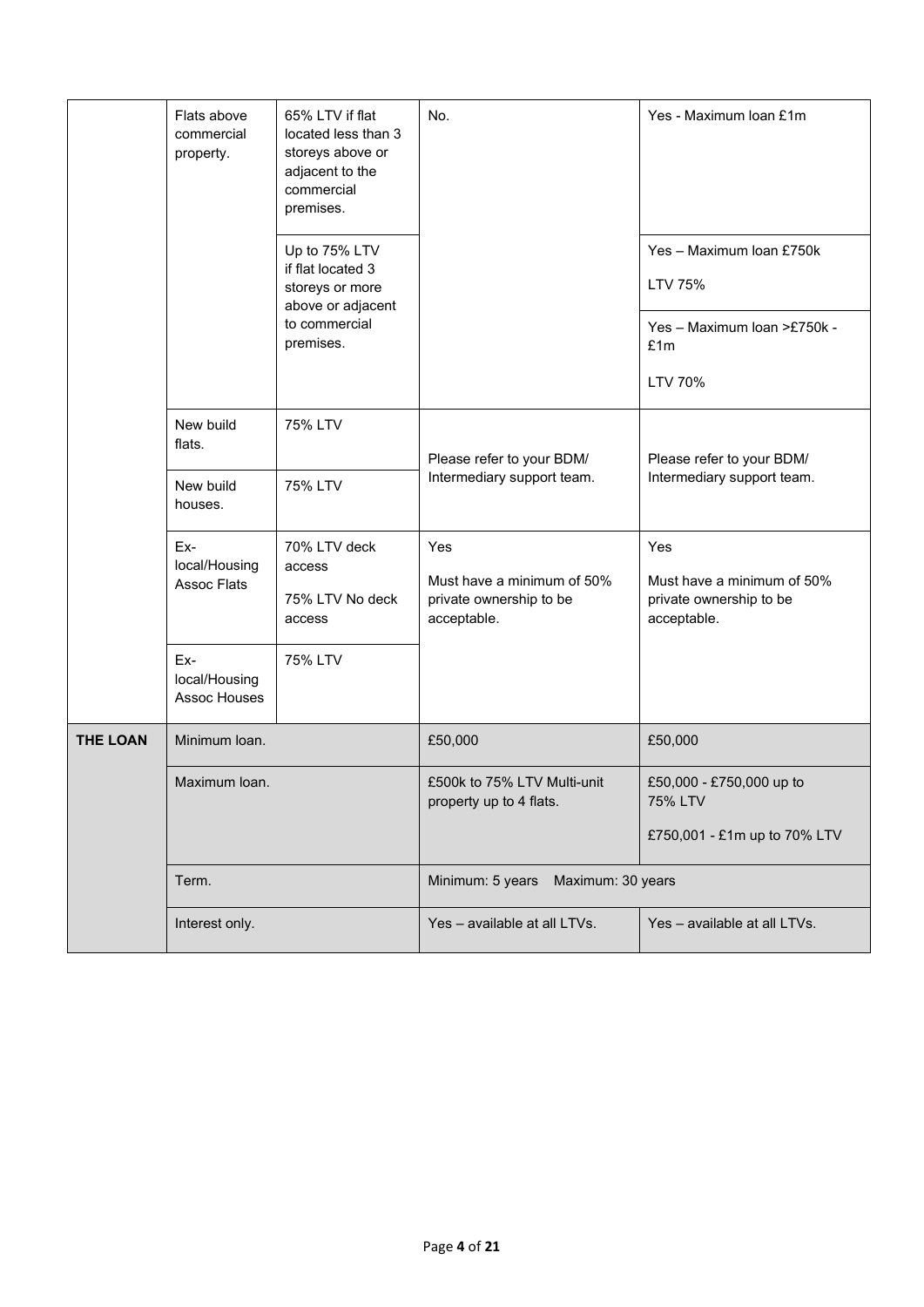| | | | | |
|---|---|---|---|---|
| | Flats above commercial property. | 65% LTV if flat located less than 3 storeys above or adjacent to the commercial premises. | No. | Yes - Maximum loan £1m |
| | | Up to 75% LTV if flat located 3 storeys or more above or adjacent to commercial premises. | | Yes – Maximum loan £750k<br><br>LTV 75% |
| | | | | Yes – Maximum loan >£750k - £1m<br><br>LTV 70% |
| | New build flats. | 75% LTV | Please refer to your BDM/ Intermediary support team. | Please refer to your BDM/ Intermediary support team. |
| | New build houses. | 75% LTV | | |
| | Ex-local/Housing Assoc Flats | 70% LTV deck access<br><br>75% LTV No deck access | Yes<br><br>Must have a minimum of 50% private ownership to be acceptable. | Yes<br><br>Must have a minimum of 50% private ownership to be acceptable. |
| | Ex-local/Housing Assoc Houses | 75% LTV | | |
| **THE LOAN** | Minimum loan. | | £50,000 | £50,000 |
| | Maximum loan. | | £500k to 75% LTV Multi-unit property up to 4 flats. | £50,000 - £750,000 up to 75% LTV<br><br>£750,001 - £1m up to 70% LTV |
| | Term. | | Minimum: 5 years Maximum: 30 years | |
| | Interest only. | | Yes – available at all LTVs. | Yes – available at all LTVs. |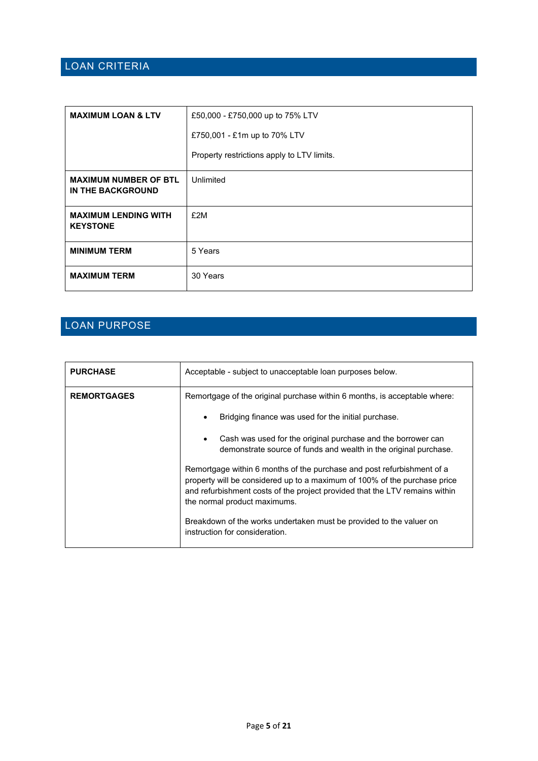## LOAN CRITERIA

| | |
|---|---|
| **MAXIMUM LOAN & LTV** | £50,000 - £750,000 up to 75% LTV<br><br>£750,001 - £1m up to 70% LTV<br><br>Property restrictions apply to LTV limits. |
| **MAXIMUM NUMBER OF BTL IN THE BACKGROUND** | Unlimited |
| **MAXIMUM LENDING WITH KEYSTONE** | £2M |
| **MINIMUM TERM** | 5 Years |
| **MAXIMUM TERM** | 30 Years |

## LOAN PURPOSE

| | |
|---|---|
| **PURCHASE** | Acceptable - subject to unacceptable loan purposes below. |
| **REMORTGAGES** | Remortgage of the original purchase within 6 months, is acceptable where:<br><br>• Bridging finance was used for the initial purchase.<br><br>• Cash was used for the original purchase and the borrower can demonstrate source of funds and wealth in the original purchase.<br><br>Remortgage within 6 months of the purchase and post refurbishment of a property will be considered up to a maximum of 100% of the purchase price and refurbishment costs of the project provided that the LTV remains within the normal product maximums.<br><br>Breakdown of the works undertaken must be provided to the valuer on instruction for consideration. |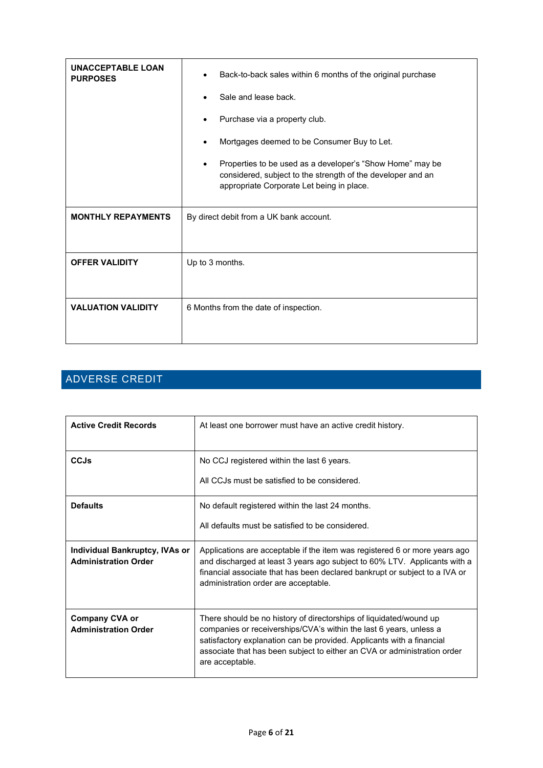| | |
|---|---|
| **UNACCEPTABLE LOAN PURPOSES** | • Back-to-back sales within 6 months of the original purchase<br>• Sale and lease back.<br>• Purchase via a property club.<br>• Mortgages deemed to be Consumer Buy to Let.<br>• Properties to be used as a developer's "Show Home" may be considered, subject to the strength of the developer and an appropriate Corporate Let being in place. |
| **MONTHLY REPAYMENTS** | By direct debit from a UK bank account. |
| **OFFER VALIDITY** | Up to 3 months. |
| **VALUATION VALIDITY** | 6 Months from the date of inspection. |

## ADVERSE CREDIT

| | |
|---|---|
| **Active Credit Records** | At least one borrower must have an active credit history. |
| **CCJs** | No CCJ registered within the last 6 years.<br><br>All CCJs must be satisfied to be considered. |
| **Defaults** | No default registered within the last 24 months.<br><br>All defaults must be satisfied to be considered. |
| **Individual Bankruptcy, IVAs or Administration Order** | Applications are acceptable if the item was registered 6 or more years ago and discharged at least 3 years ago subject to 60% LTV. Applicants with a financial associate that has been declared bankrupt or subject to a IVA or administration order are acceptable. |
| **Company CVA or Administration Order** | There should be no history of directorships of liquidated/wound up companies or receiverships/CVA's within the last 6 years, unless a satisfactory explanation can be provided. Applicants with a financial associate that has been subject to either an CVA or administration order are acceptable. |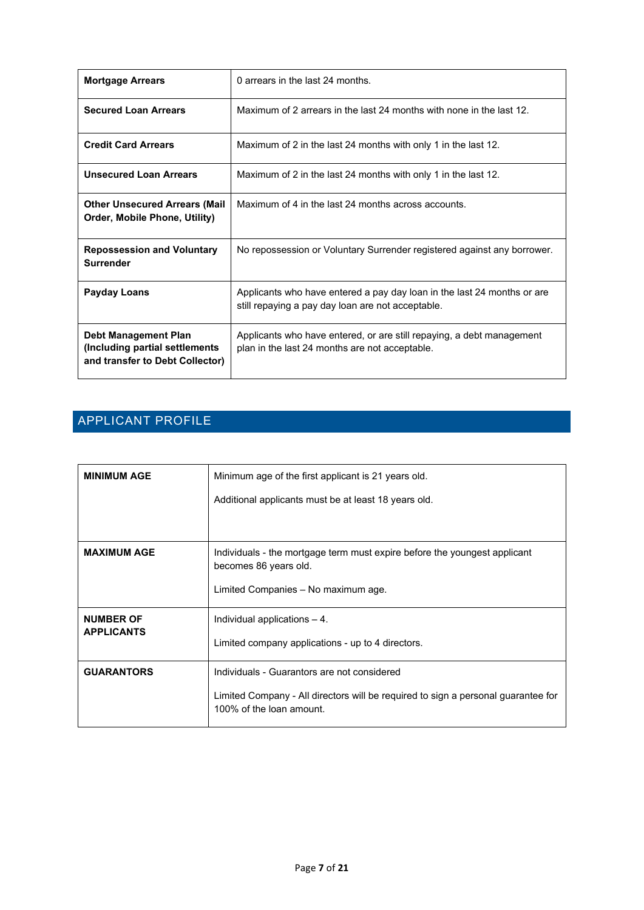| | |
|---|---|
| **Mortgage Arrears** | 0 arrears in the last 24 months. |
| **Secured Loan Arrears** | Maximum of 2 arrears in the last 24 months with none in the last 12. |
| **Credit Card Arrears** | Maximum of 2 in the last 24 months with only 1 in the last 12. |
| **Unsecured Loan Arrears** | Maximum of 2 in the last 24 months with only 1 in the last 12. |
| **Other Unsecured Arrears (Mail Order, Mobile Phone, Utility)** | Maximum of 4 in the last 24 months across accounts. |
| **Repossession and Voluntary Surrender** | No repossession or Voluntary Surrender registered against any borrower. |
| **Payday Loans** | Applicants who have entered a pay day loan in the last 24 months or are still repaying a pay day loan are not acceptable. |
| **Debt Management Plan (Including partial settlements and transfer to Debt Collector)** | Applicants who have entered, or are still repaying, a debt management plan in the last 24 months are not acceptable. |

## APPLICANT PROFILE

| | |
|---|---|
| **MINIMUM AGE** | Minimum age of the first applicant is 21 years old.<br><br>Additional applicants must be at least 18 years old. |
| **MAXIMUM AGE** | Individuals - the mortgage term must expire before the youngest applicant becomes 86 years old.<br><br>Limited Companies – No maximum age. |
| **NUMBER OF APPLICANTS** | Individual applications – 4.<br><br>Limited company applications - up to 4 directors. |
| **GUARANTORS** | Individuals - Guarantors are not considered<br><br>Limited Company - All directors will be required to sign a personal guarantee for 100% of the loan amount. |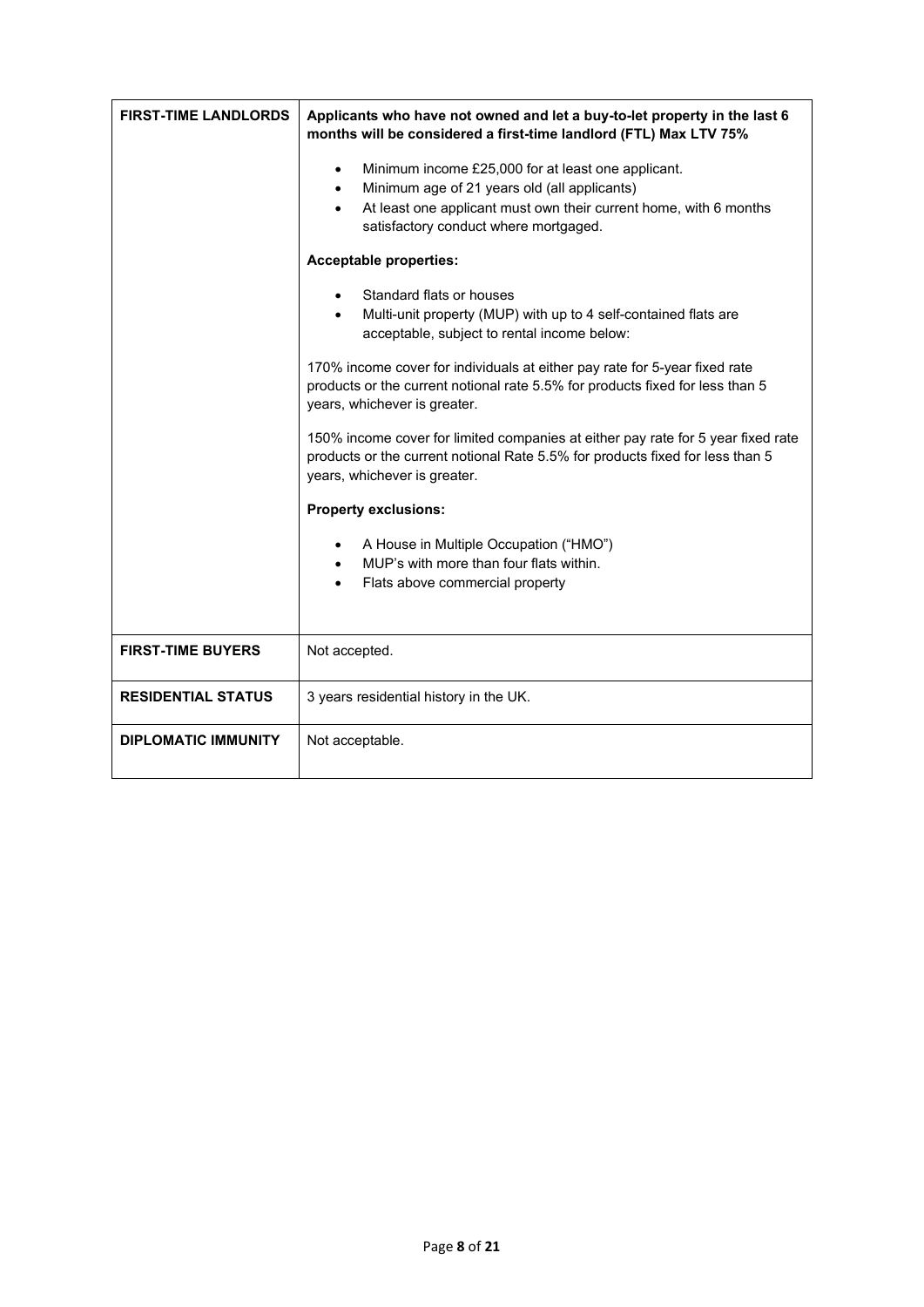| | |
|---|---|
| **FIRST-TIME LANDLORDS** | **Applicants who have not owned and let a buy-to-let property in the last 6 months will be considered a first-time landlord (FTL) Max LTV 75%**<br><br>• Minimum income £25,000 for at least one applicant.<br>• Minimum age of 21 years old (all applicants)<br>• At least one applicant must own their current home, with 6 months satisfactory conduct where mortgaged.<br><br>**Acceptable properties:**<br><br>• Standard flats or houses<br>• Multi-unit property (MUP) with up to 4 self-contained flats are acceptable, subject to rental income below:<br><br>170% income cover for individuals at either pay rate for 5-year fixed rate products or the current notional rate 5.5% for products fixed for less than 5 years, whichever is greater.<br><br>150% income cover for limited companies at either pay rate for 5 year fixed rate products or the current notional Rate 5.5% for products fixed for less than 5 years, whichever is greater.<br><br>**Property exclusions:**<br><br>• A House in Multiple Occupation ("HMO")<br>• MUP's with more than four flats within.<br>• Flats above commercial property |
| **FIRST-TIME BUYERS** | Not accepted. |
| **RESIDENTIAL STATUS** | 3 years residential history in the UK. |
| **DIPLOMATIC IMMUNITY** | Not acceptable. |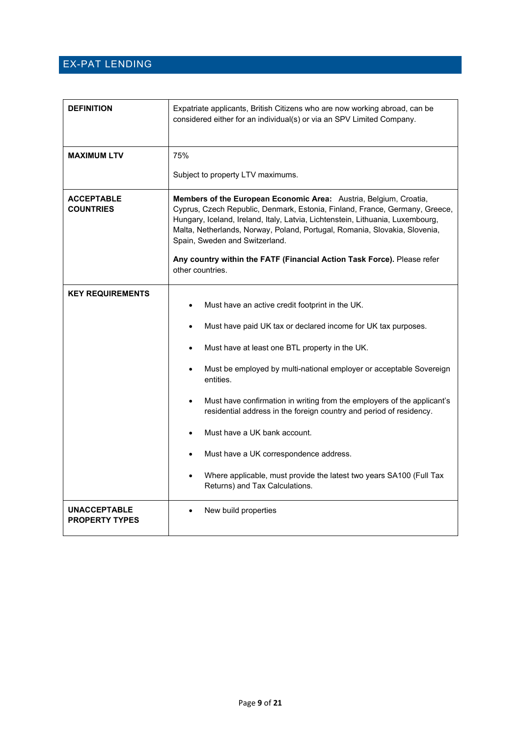## EX-PAT LENDING

| | |
|---|---|
| **DEFINITION** | Expatriate applicants, British Citizens who are now working abroad, can be considered either for an individual(s) or via an SPV Limited Company. |
| **MAXIMUM LTV** | 75%<br><br>Subject to property LTV maximums. |
| **ACCEPTABLE COUNTRIES** | **Members of the European Economic Area:** Austria, Belgium, Croatia, Cyprus, Czech Republic, Denmark, Estonia, Finland, France, Germany, Greece, Hungary, Iceland, Ireland, Italy, Latvia, Lichtenstein, Lithuania, Luxembourg, Malta, Netherlands, Norway, Poland, Portugal, Romania, Slovakia, Slovenia, Spain, Sweden and Switzerland.<br><br>**Any country within the FATF (Financial Action Task Force).** Please refer other countries. |
| **KEY REQUIREMENTS** | • Must have an active credit footprint in the UK.<br>• Must have paid UK tax or declared income for UK tax purposes.<br>• Must have at least one BTL property in the UK.<br>• Must be employed by multi-national employer or acceptable Sovereign entities.<br>• Must have confirmation in writing from the employers of the applicant's residential address in the foreign country and period of residency.<br>• Must have a UK bank account.<br>• Must have a UK correspondence address.<br>• Where applicable, must provide the latest two years SA100 (Full Tax Returns) and Tax Calculations. |
| **UNACCEPTABLE PROPERTY TYPES** | • New build properties |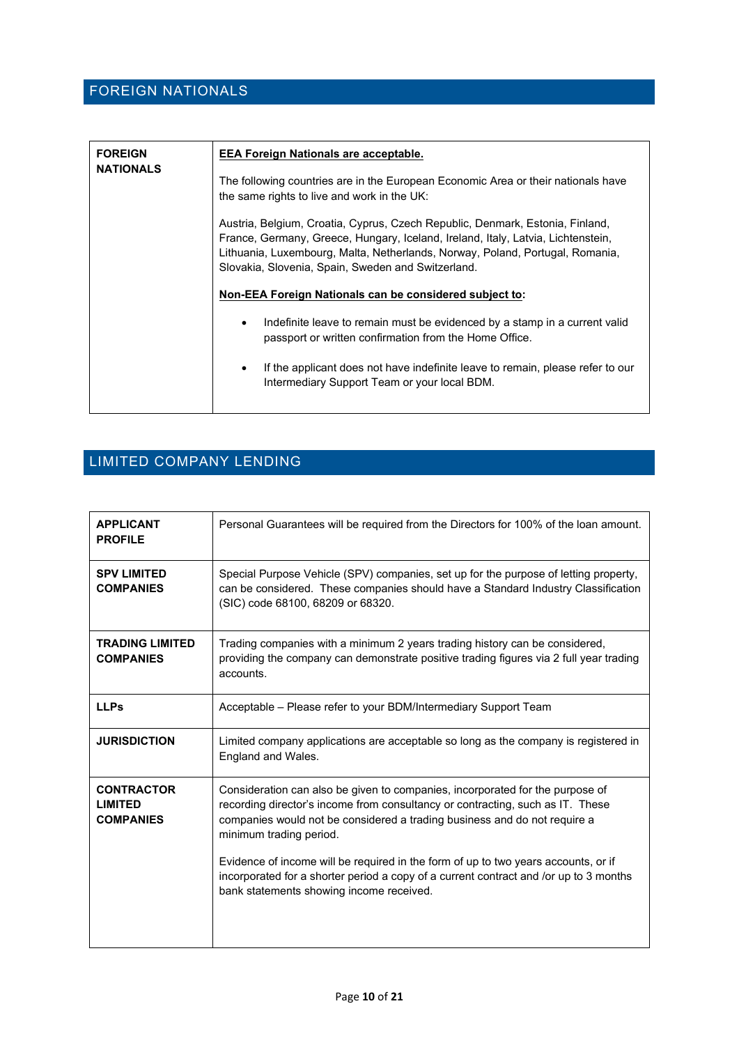## FOREIGN NATIONALS

| | |
|---|---|
| **FOREIGN NATIONALS** | **EEA Foreign Nationals are acceptable.**<br><br>The following countries are in the European Economic Area or their nationals have the same rights to live and work in the UK:<br><br>Austria, Belgium, Croatia, Cyprus, Czech Republic, Denmark, Estonia, Finland, France, Germany, Greece, Hungary, Iceland, Ireland, Italy, Latvia, Lichtenstein, Lithuania, Luxembourg, Malta, Netherlands, Norway, Poland, Portugal, Romania, Slovakia, Slovenia, Spain, Sweden and Switzerland.<br><br>**Non-EEA Foreign Nationals can be considered subject to:**<br><br>• Indefinite leave to remain must be evidenced by a stamp in a current valid passport or written confirmation from the Home Office.<br><br>• If the applicant does not have indefinite leave to remain, please refer to our Intermediary Support Team or your local BDM. |

## LIMITED COMPANY LENDING

| | |
|---|---|
| **APPLICANT PROFILE** | Personal Guarantees will be required from the Directors for 100% of the loan amount. |
| **SPV LIMITED COMPANIES** | Special Purpose Vehicle (SPV) companies, set up for the purpose of letting property, can be considered. These companies should have a Standard Industry Classification (SIC) code 68100, 68209 or 68320. |
| **TRADING LIMITED COMPANIES** | Trading companies with a minimum 2 years trading history can be considered, providing the company can demonstrate positive trading figures via 2 full year trading accounts. |
| **LLPs** | Acceptable – Please refer to your BDM/Intermediary Support Team |
| **JURISDICTION** | Limited company applications are acceptable so long as the company is registered in England and Wales. |
| **CONTRACTOR LIMITED COMPANIES** | Consideration can also be given to companies, incorporated for the purpose of recording director's income from consultancy or contracting, such as IT. These companies would not be considered a trading business and do not require a minimum trading period.<br><br>Evidence of income will be required in the form of up to two years accounts, or if incorporated for a shorter period a copy of a current contract and /or up to 3 months bank statements showing income received. |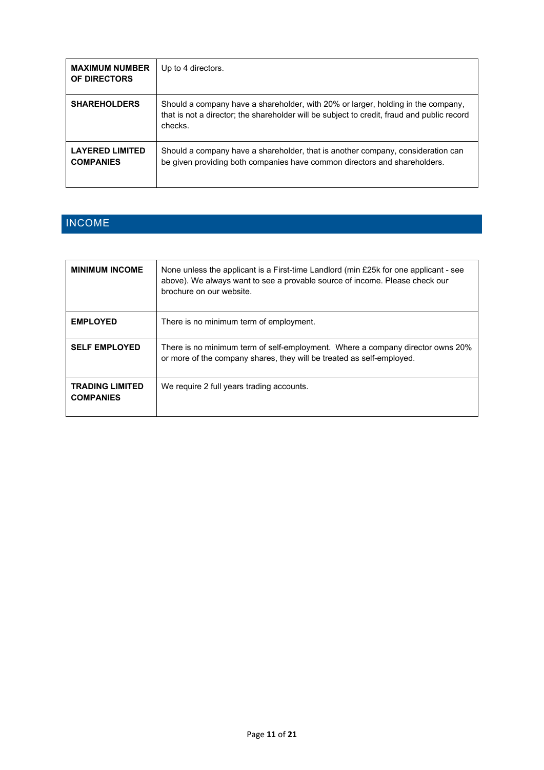| | |
|---|---|
| **MAXIMUM NUMBER OF DIRECTORS** | Up to 4 directors. |
| **SHAREHOLDERS** | Should a company have a shareholder, with 20% or larger, holding in the company, that is not a director; the shareholder will be subject to credit, fraud and public record checks. |
| **LAYERED LIMITED COMPANIES** | Should a company have a shareholder, that is another company, consideration can be given providing both companies have common directors and shareholders. |

## INCOME

| | |
|---|---|
| **MINIMUM INCOME** | None unless the applicant is a First-time Landlord (min £25k for one applicant - see above). We always want to see a provable source of income. Please check our brochure on our website. |
| **EMPLOYED** | There is no minimum term of employment. |
| **SELF EMPLOYED** | There is no minimum term of self-employment. Where a company director owns 20% or more of the company shares, they will be treated as self-employed. |
| **TRADING LIMITED COMPANIES** | We require 2 full years trading accounts. |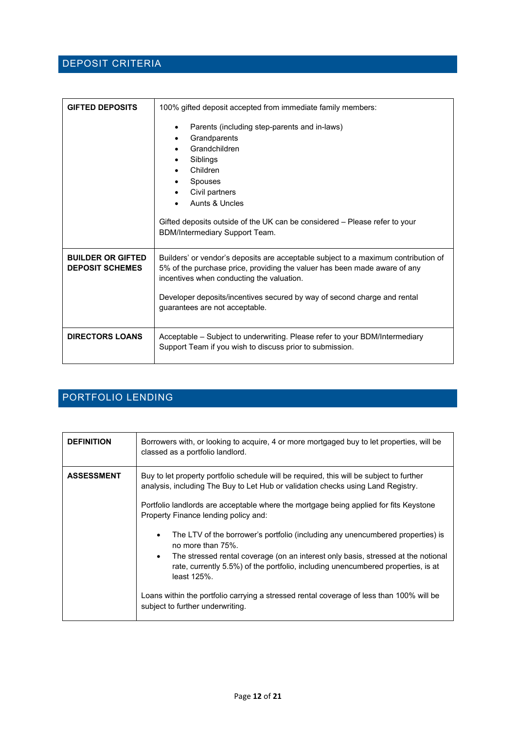## DEPOSIT CRITERIA

| | |
|---|---|
| **GIFTED DEPOSITS** | 100% gifted deposit accepted from immediate family members:<br><br>• Parents (including step-parents and in-laws)<br>• Grandparents<br>• Grandchildren<br>• Siblings<br>• Children<br>• Spouses<br>• Civil partners<br>• Aunts & Uncles<br><br>Gifted deposits outside of the UK can be considered – Please refer to your BDM/Intermediary Support Team. |
| **BUILDER OR GIFTED DEPOSIT SCHEMES** | Builders' or vendor's deposits are acceptable subject to a maximum contribution of 5% of the purchase price, providing the valuer has been made aware of any incentives when conducting the valuation.<br><br>Developer deposits/incentives secured by way of second charge and rental guarantees are not acceptable. |
| **DIRECTORS LOANS** | Acceptable – Subject to underwriting. Please refer to your BDM/Intermediary Support Team if you wish to discuss prior to submission. |

## PORTFOLIO LENDING

| | |
|---|---|
| **DEFINITION** | Borrowers with, or looking to acquire, 4 or more mortgaged buy to let properties, will be classed as a portfolio landlord. |
| **ASSESSMENT** | Buy to let property portfolio schedule will be required, this will be subject to further analysis, including The Buy to Let Hub or validation checks using Land Registry.<br><br>Portfolio landlords are acceptable where the mortgage being applied for fits Keystone Property Finance lending policy and:<br><br>• The LTV of the borrower's portfolio (including any unencumbered properties) is no more than 75%.<br>• The stressed rental coverage (on an interest only basis, stressed at the notional rate, currently 5.5%) of the portfolio, including unencumbered properties, is at least 125%.<br><br>Loans within the portfolio carrying a stressed rental coverage of less than 100% will be subject to further underwriting. |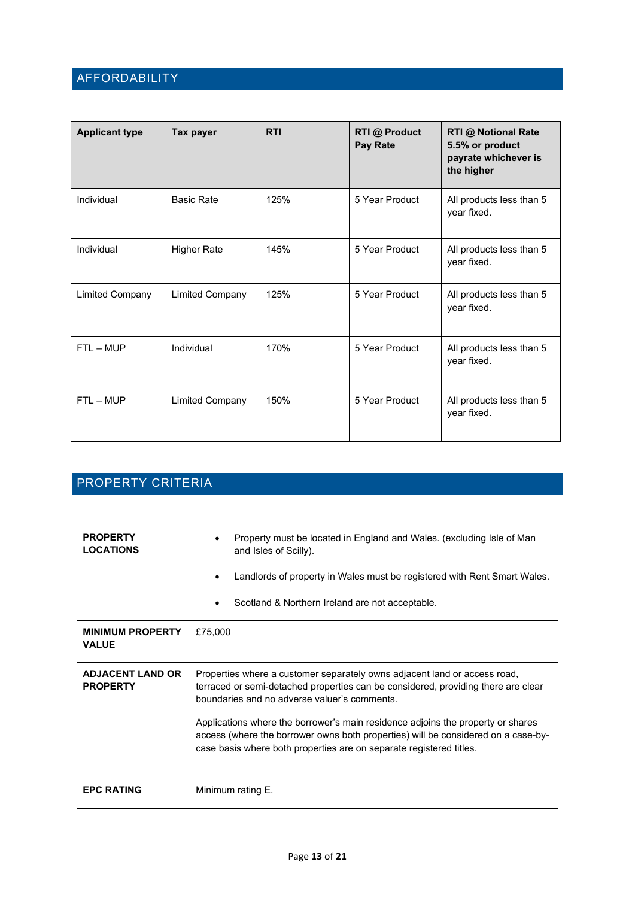## AFFORDABILITY

| Applicant type | Tax payer | RTI | RTI @ Product Pay Rate | RTI @ Notional Rate 5.5% or product payrate whichever is the higher |
|---|---|---|---|---|
| Individual | Basic Rate | 125% | 5 Year Product | All products less than 5 year fixed. |
| Individual | Higher Rate | 145% | 5 Year Product | All products less than 5 year fixed. |
| Limited Company | Limited Company | 125% | 5 Year Product | All products less than 5 year fixed. |
| FTL – MUP | Individual | 170% | 5 Year Product | All products less than 5 year fixed. |
| FTL – MUP | Limited Company | 150% | 5 Year Product | All products less than 5 year fixed. |

## PROPERTY CRITERIA

| | |
|---|---|
| **PROPERTY LOCATIONS** | • Property must be located in England and Wales. (excluding Isle of Man and Isles of Scilly).<br>• Landlords of property in Wales must be registered with Rent Smart Wales.<br>• Scotland & Northern Ireland are not acceptable. |
| **MINIMUM PROPERTY VALUE** | £75,000 |
| **ADJACENT LAND OR PROPERTY** | Properties where a customer separately owns adjacent land or access road, terraced or semi-detached properties can be considered, providing there are clear boundaries and no adverse valuer's comments.<br><br>Applications where the borrower's main residence adjoins the property or shares access (where the borrower owns both properties) will be considered on a case-by-case basis where both properties are on separate registered titles. |
| **EPC RATING** | Minimum rating E. |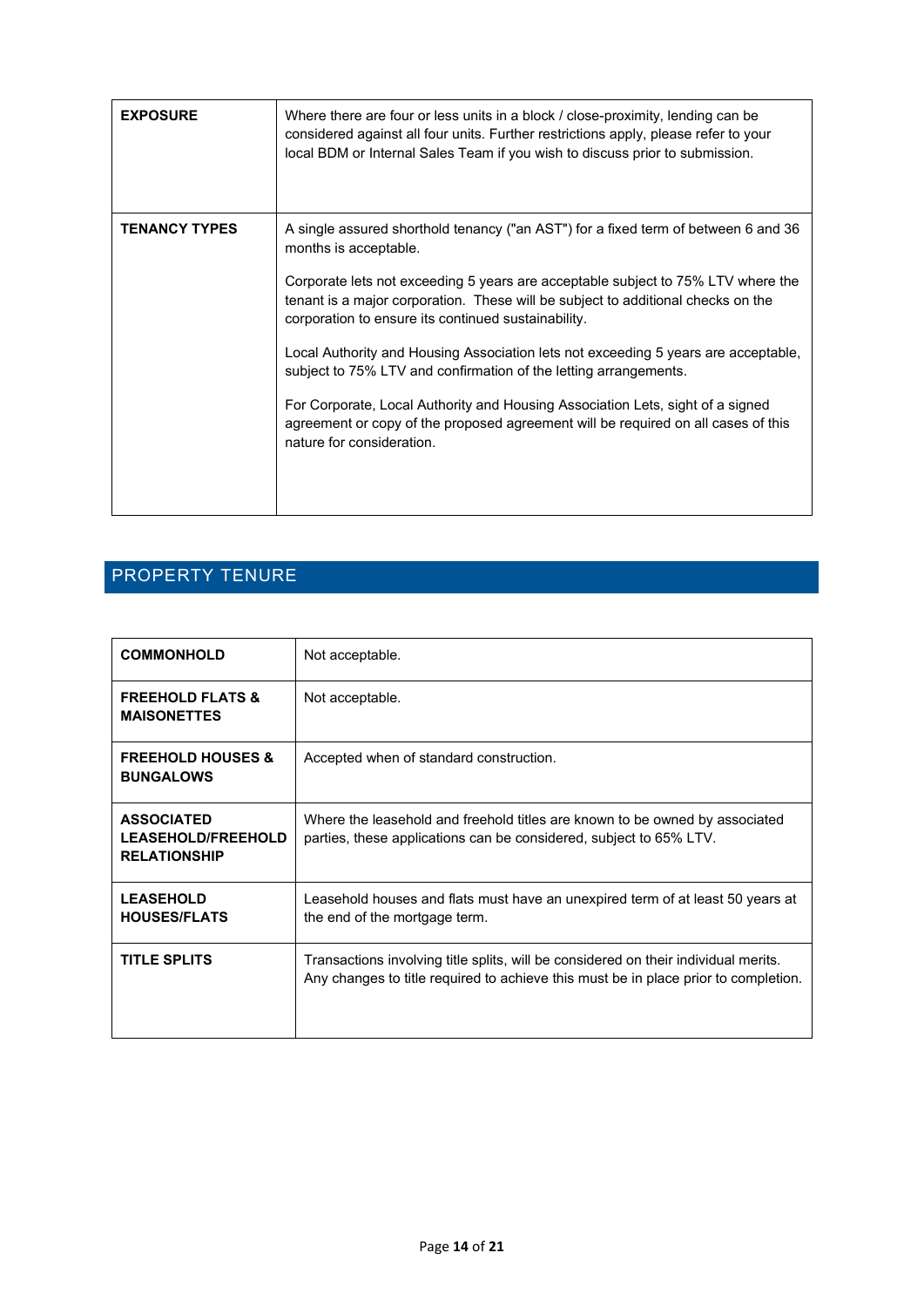| | |
|---|---|
| **EXPOSURE** | Where there are four or less units in a block / close-proximity, lending can be considered against all four units. Further restrictions apply, please refer to your local BDM or Internal Sales Team if you wish to discuss prior to submission. |
| **TENANCY TYPES** | A single assured shorthold tenancy ("an AST") for a fixed term of between 6 and 36 months is acceptable.<br><br>Corporate lets not exceeding 5 years are acceptable subject to 75% LTV where the tenant is a major corporation. These will be subject to additional checks on the corporation to ensure its continued sustainability.<br><br>Local Authority and Housing Association lets not exceeding 5 years are acceptable, subject to 75% LTV and confirmation of the letting arrangements.<br><br>For Corporate, Local Authority and Housing Association Lets, sight of a signed agreement or copy of the proposed agreement will be required on all cases of this nature for consideration. |

## PROPERTY TENURE

| | |
|---|---|
| **COMMONHOLD** | Not acceptable. |
| **FREEHOLD FLATS & MAISONETTES** | Not acceptable. |
| **FREEHOLD HOUSES & BUNGALOWS** | Accepted when of standard construction. |
| **ASSOCIATED LEASEHOLD/FREEHOLD RELATIONSHIP** | Where the leasehold and freehold titles are known to be owned by associated parties, these applications can be considered, subject to 65% LTV. |
| **LEASEHOLD HOUSES/FLATS** | Leasehold houses and flats must have an unexpired term of at least 50 years at the end of the mortgage term. |
| **TITLE SPLITS** | Transactions involving title splits, will be considered on their individual merits. Any changes to title required to achieve this must be in place prior to completion. |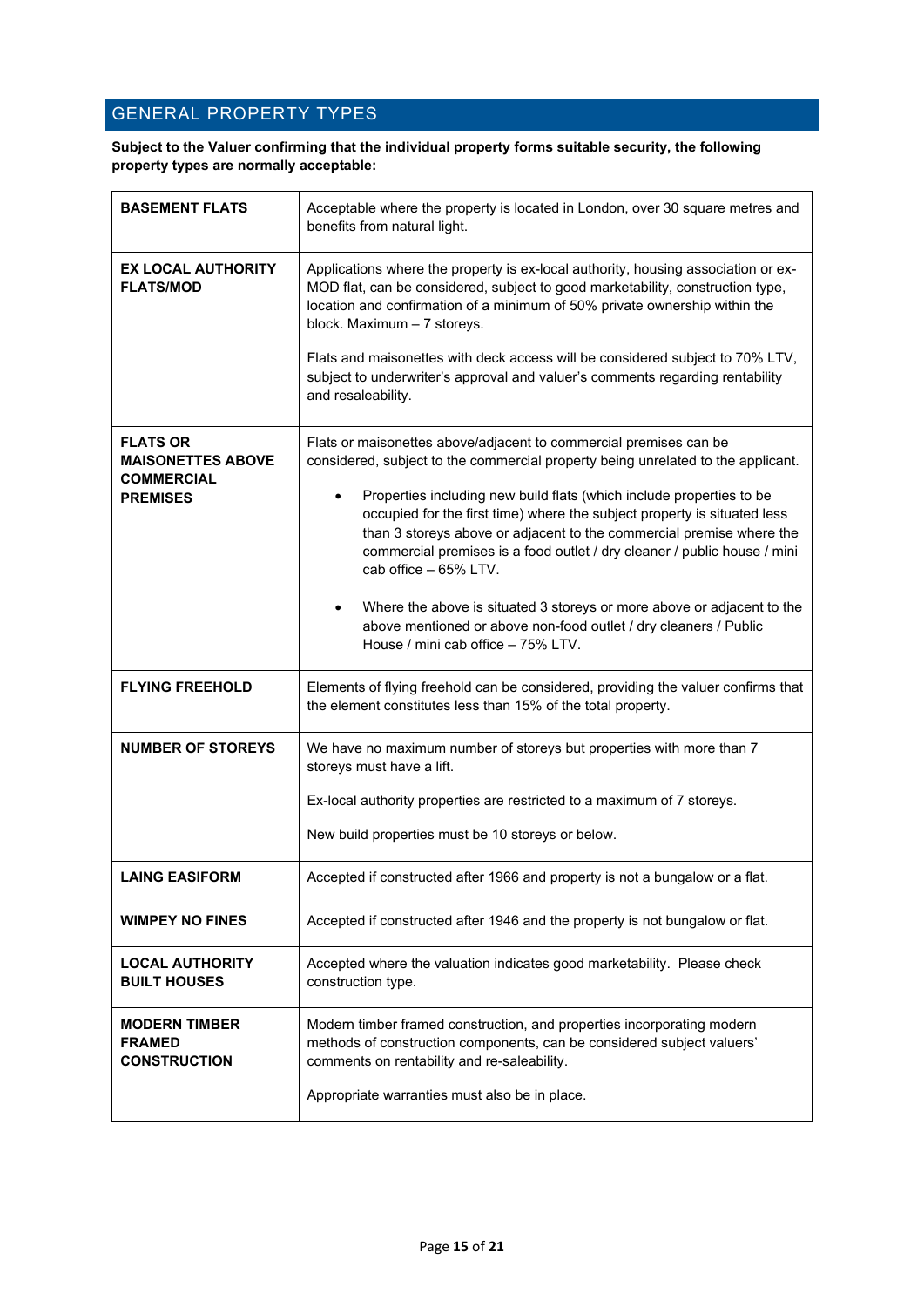## GENERAL PROPERTY TYPES

**Subject to the Valuer confirming that the individual property forms suitable security, the following property types are normally acceptable:**

| | |
|---|---|
| **BASEMENT FLATS** | Acceptable where the property is located in London, over 30 square metres and benefits from natural light. |
| **EX LOCAL AUTHORITY FLATS/MOD** | Applications where the property is ex-local authority, housing association or ex-MOD flat, can be considered, subject to good marketability, construction type, location and confirmation of a minimum of 50% private ownership within the block. Maximum – 7 storeys.<br><br>Flats and maisonettes with deck access will be considered subject to 70% LTV, subject to underwriter's approval and valuer's comments regarding rentability and resaleability. |
| **FLATS OR MAISONETTES ABOVE COMMERCIAL PREMISES** | Flats or maisonettes above/adjacent to commercial premises can be considered, subject to the commercial property being unrelated to the applicant.<br><br>• Properties including new build flats (which include properties to be occupied for the first time) where the subject property is situated less than 3 storeys above or adjacent to the commercial premise where the commercial premises is a food outlet / dry cleaner / public house / mini cab office – 65% LTV.<br><br>• Where the above is situated 3 storeys or more above or adjacent to the above mentioned or above non-food outlet / dry cleaners / Public House / mini cab office – 75% LTV. |
| **FLYING FREEHOLD** | Elements of flying freehold can be considered, providing the valuer confirms that the element constitutes less than 15% of the total property. |
| **NUMBER OF STOREYS** | We have no maximum number of storeys but properties with more than 7 storeys must have a lift.<br><br>Ex-local authority properties are restricted to a maximum of 7 storeys.<br><br>New build properties must be 10 storeys or below. |
| **LAING EASIFORM** | Accepted if constructed after 1966 and property is not a bungalow or a flat. |
| **WIMPEY NO FINES** | Accepted if constructed after 1946 and the property is not bungalow or flat. |
| **LOCAL AUTHORITY BUILT HOUSES** | Accepted where the valuation indicates good marketability. Please check construction type. |
| **MODERN TIMBER FRAMED CONSTRUCTION** | Modern timber framed construction, and properties incorporating modern methods of construction components, can be considered subject valuers' comments on rentability and re-saleability.<br><br>Appropriate warranties must also be in place. |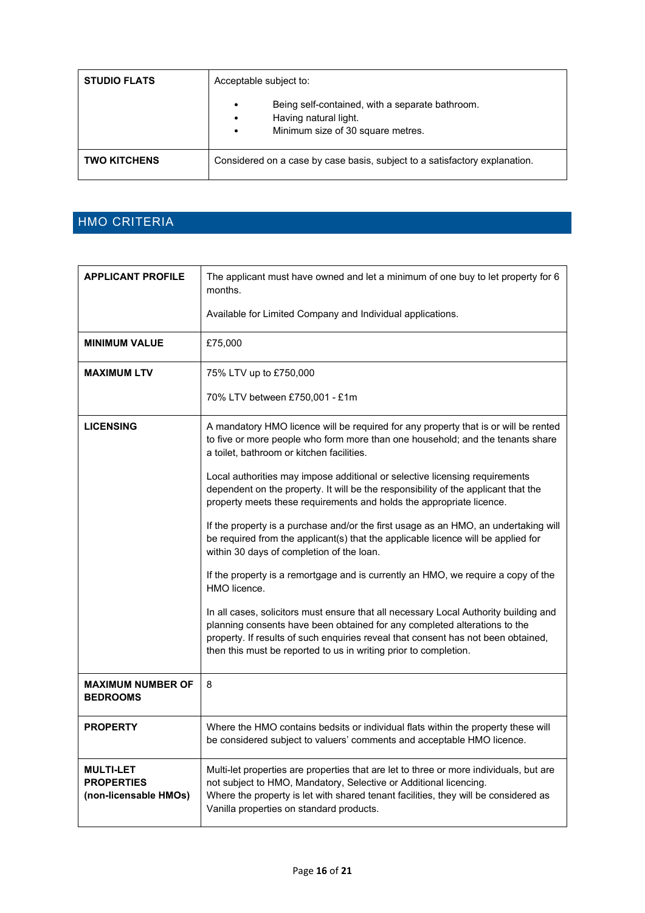| | |
|---|---|
| **STUDIO FLATS** | Acceptable subject to:<br>• Being self-contained, with a separate bathroom.<br>• Having natural light.<br>• Minimum size of 30 square metres. |
| **TWO KITCHENS** | Considered on a case by case basis, subject to a satisfactory explanation. |

## HMO CRITERIA

| | |
|---|---|
| **APPLICANT PROFILE** | The applicant must have owned and let a minimum of one buy to let property for 6 months.<br><br>Available for Limited Company and Individual applications. |
| **MINIMUM VALUE** | £75,000 |
| **MAXIMUM LTV** | 75% LTV up to £750,000<br><br>70% LTV between £750,001 - £1m |
| **LICENSING** | A mandatory HMO licence will be required for any property that is or will be rented to five or more people who form more than one household; and the tenants share a toilet, bathroom or kitchen facilities.<br><br>Local authorities may impose additional or selective licensing requirements dependent on the property. It will be the responsibility of the applicant that the property meets these requirements and holds the appropriate licence.<br><br>If the property is a purchase and/or the first usage as an HMO, an undertaking will be required from the applicant(s) that the applicable licence will be applied for within 30 days of completion of the loan.<br><br>If the property is a remortgage and is currently an HMO, we require a copy of the HMO licence.<br><br>In all cases, solicitors must ensure that all necessary Local Authority building and planning consents have been obtained for any completed alterations to the property. If results of such enquiries reveal that consent has not been obtained, then this must be reported to us in writing prior to completion. |
| **MAXIMUM NUMBER OF BEDROOMS** | 8 |
| **PROPERTY** | Where the HMO contains bedsits or individual flats within the property these will be considered subject to valuers' comments and acceptable HMO licence. |
| **MULTI-LET PROPERTIES (non-licensable HMOs)** | Multi-let properties are properties that are let to three or more individuals, but are not subject to HMO, Mandatory, Selective or Additional licencing.<br>Where the property is let with shared tenant facilities, they will be considered as Vanilla properties on standard products. |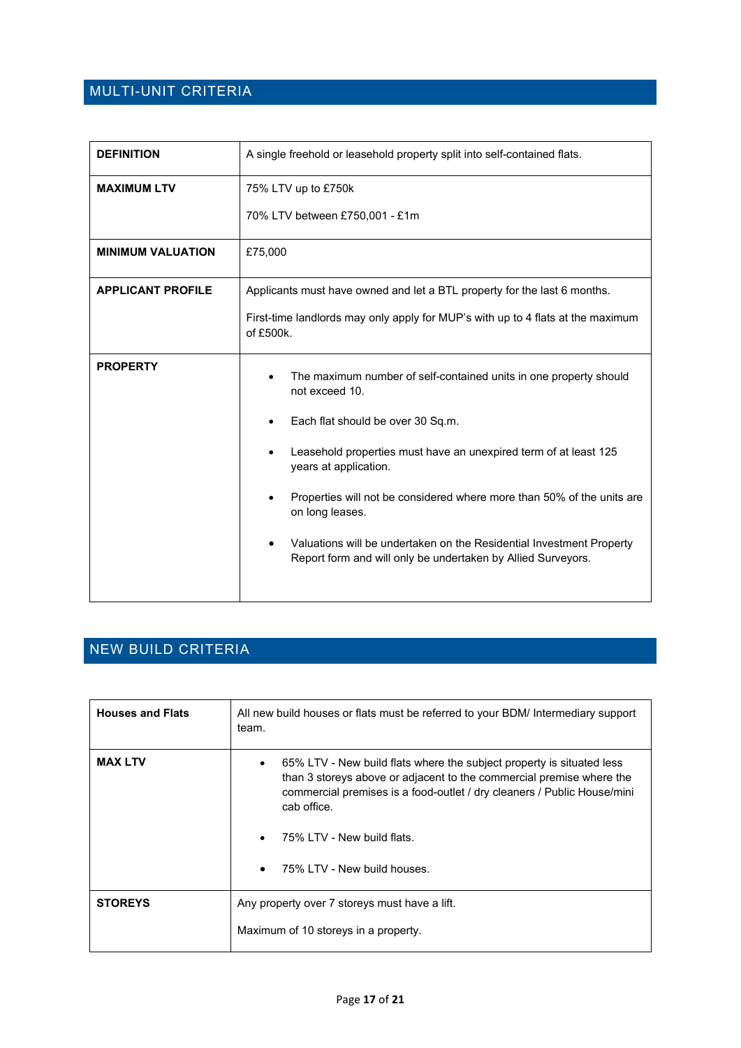## MULTI-UNIT CRITERIA

| | |
|---|---|
| **DEFINITION** | A single freehold or leasehold property split into self-contained flats. |
| **MAXIMUM LTV** | 75% LTV up to £750k<br><br>70% LTV between £750,001 - £1m |
| **MINIMUM VALUATION** | £75,000 |
| **APPLICANT PROFILE** | Applicants must have owned and let a BTL property for the last 6 months.<br><br>First-time landlords may only apply for MUP's with up to 4 flats at the maximum of £500k. |
| **PROPERTY** | • The maximum number of self-contained units in one property should not exceed 10.<br><br>• Each flat should be over 30 Sq.m.<br><br>• Leasehold properties must have an unexpired term of at least 125 years at application.<br><br>• Properties will not be considered where more than 50% of the units are on long leases.<br><br>• Valuations will be undertaken on the Residential Investment Property Report form and will only be undertaken by Allied Surveyors. |

## NEW BUILD CRITERIA

| | |
|---|---|
| **Houses and Flats** | All new build houses or flats must be referred to your BDM/ Intermediary support team. |
| **MAX LTV** | • 65% LTV - New build flats where the subject property is situated less than 3 storeys above or adjacent to the commercial premise where the commercial premises is a food-outlet / dry cleaners / Public House/mini cab office.<br><br>• 75% LTV - New build flats.<br><br>• 75% LTV - New build houses. |
| **STOREYS** | Any property over 7 storeys must have a lift.<br><br>Maximum of 10 storeys in a property. |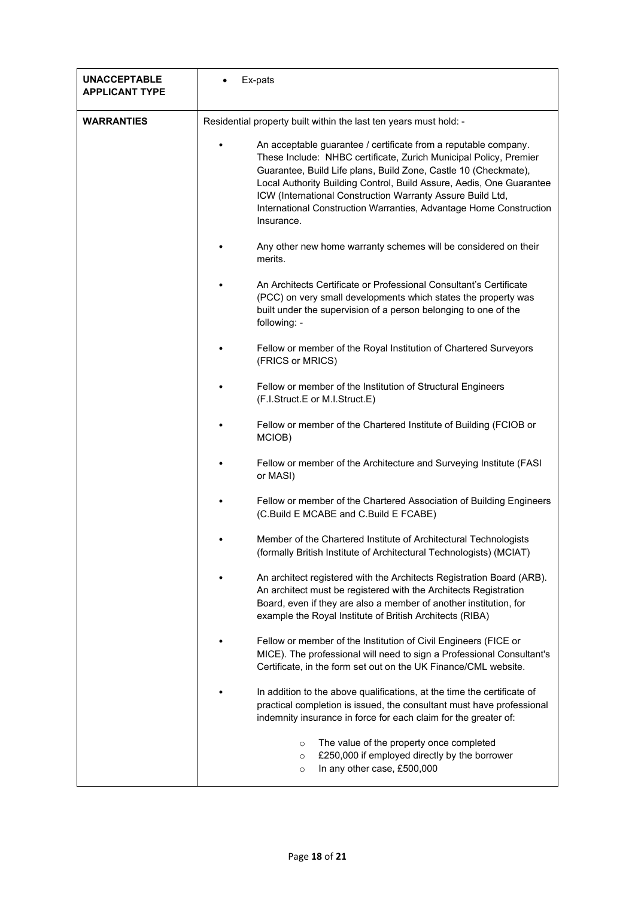| | |
|---|---|
| **UNACCEPTABLE APPLICANT TYPE** | • Ex-pats |
| **WARRANTIES** | Residential property built within the last ten years must hold: -<br><br>• An acceptable guarantee / certificate from a reputable company. These Include: NHBC certificate, Zurich Municipal Policy, Premier Guarantee, Build Life plans, Build Zone, Castle 10 (Checkmate), Local Authority Building Control, Build Assure, Aedis, One Guarantee ICW (International Construction Warranty Assure Build Ltd, International Construction Warranties, Advantage Home Construction Insurance.<br><br>• Any other new home warranty schemes will be considered on their merits.<br><br>• An Architects Certificate or Professional Consultant's Certificate (PCC) on very small developments which states the property was built under the supervision of a person belonging to one of the following: -<br><br>• Fellow or member of the Royal Institution of Chartered Surveyors (FRICS or MRICS)<br><br>• Fellow or member of the Institution of Structural Engineers (F.I.Struct.E or M.I.Struct.E)<br><br>• Fellow or member of the Chartered Institute of Building (FCIOB or MCIOB)<br><br>• Fellow or member of the Architecture and Surveying Institute (FASI or MASI)<br><br>• Fellow or member of the Chartered Association of Building Engineers (C.Build E MCABE and C.Build E FCABE)<br><br>• Member of the Chartered Institute of Architectural Technologists (formally British Institute of Architectural Technologists) (MCIAT)<br><br>• An architect registered with the Architects Registration Board (ARB). An architect must be registered with the Architects Registration Board, even if they are also a member of another institution, for example the Royal Institute of British Architects (RIBA)<br><br>• Fellow or member of the Institution of Civil Engineers (FICE or MICE). The professional will need to sign a Professional Consultant's Certificate, in the form set out on the UK Finance/CML website.<br><br>• In addition to the above qualifications, at the time the certificate of practical completion is issued, the consultant must have professional indemnity insurance in force for each claim for the greater of:<br><br>○ The value of the property once completed<br>○ £250,000 if employed directly by the borrower<br>○ In any other case, £500,000 |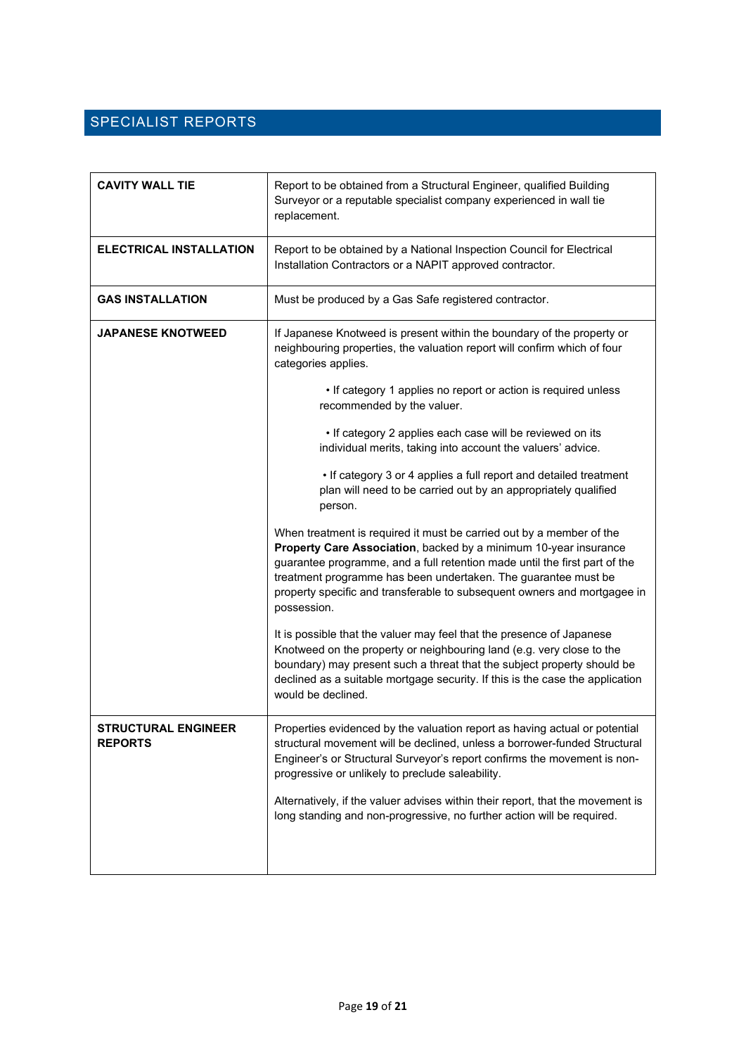## SPECIALIST REPORTS

| | |
|---|---|
| **CAVITY WALL TIE** | Report to be obtained from a Structural Engineer, qualified Building Surveyor or a reputable specialist company experienced in wall tie replacement. |
| **ELECTRICAL INSTALLATION** | Report to be obtained by a National Inspection Council for Electrical Installation Contractors or a NAPIT approved contractor. |
| **GAS INSTALLATION** | Must be produced by a Gas Safe registered contractor. |
| **JAPANESE KNOTWEED** | If Japanese Knotweed is present within the boundary of the property or neighbouring properties, the valuation report will confirm which of four categories applies.<br><br>• If category 1 applies no report or action is required unless recommended by the valuer.<br><br>• If category 2 applies each case will be reviewed on its individual merits, taking into account the valuers' advice.<br><br>• If category 3 or 4 applies a full report and detailed treatment plan will need to be carried out by an appropriately qualified person.<br><br>When treatment is required it must be carried out by a member of the **Property Care Association**, backed by a minimum 10-year insurance guarantee programme, and a full retention made until the first part of the treatment programme has been undertaken. The guarantee must be property specific and transferable to subsequent owners and mortgagee in possession.<br><br>It is possible that the valuer may feel that the presence of Japanese Knotweed on the property or neighbouring land (e.g. very close to the boundary) may present such a threat that the subject property should be declined as a suitable mortgage security. If this is the case the application would be declined. |
| **STRUCTURAL ENGINEER REPORTS** | Properties evidenced by the valuation report as having actual or potential structural movement will be declined, unless a borrower-funded Structural Engineer's or Structural Surveyor's report confirms the movement is non-progressive or unlikely to preclude saleability.<br><br>Alternatively, if the valuer advises within their report, that the movement is long standing and non-progressive, no further action will be required. |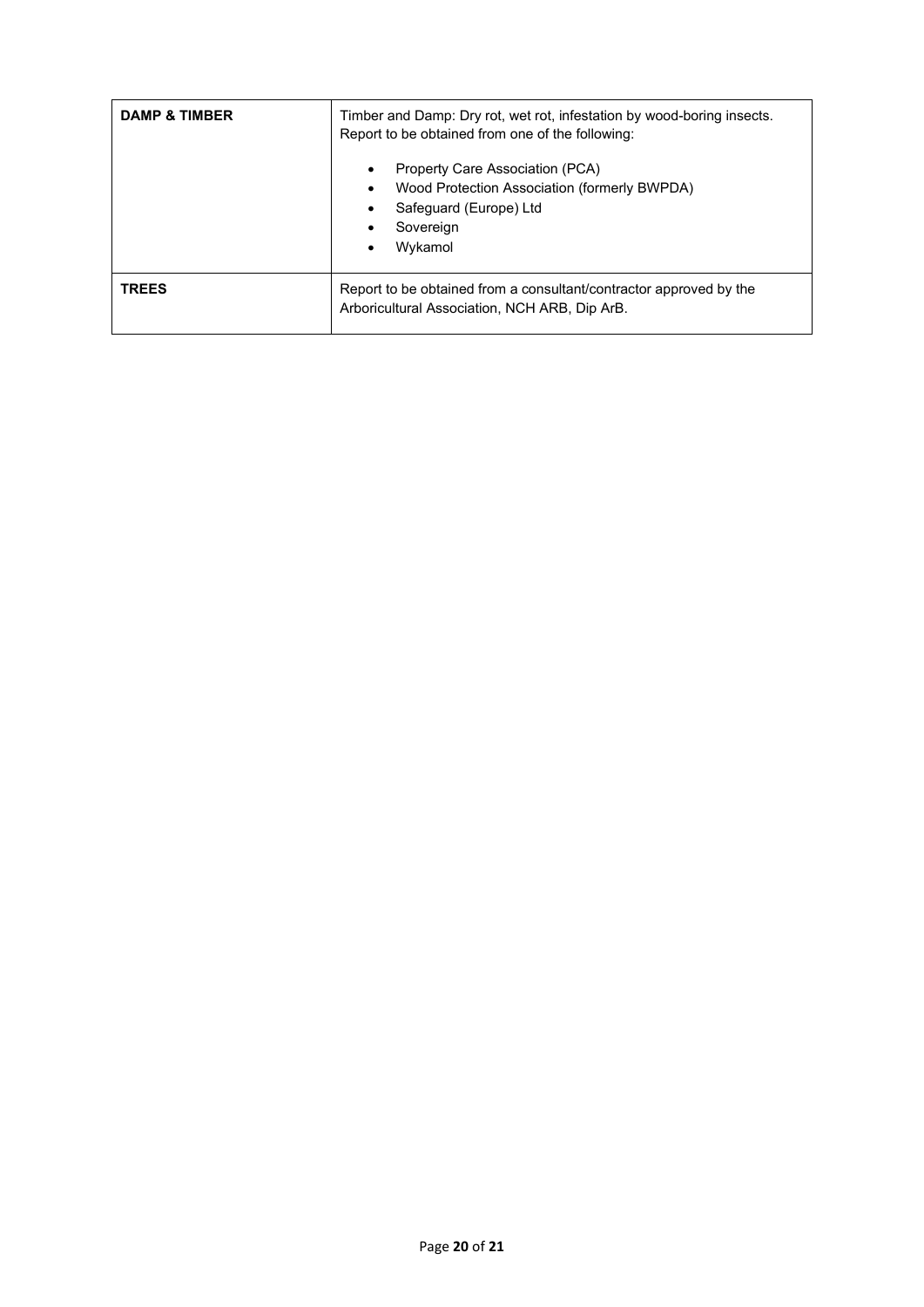| | |
|---|---|
| **DAMP & TIMBER** | Timber and Damp: Dry rot, wet rot, infestation by wood-boring insects. Report to be obtained from one of the following:<br>• Property Care Association (PCA)<br>• Wood Protection Association (formerly BWPDA)<br>• Safeguard (Europe) Ltd<br>• Sovereign<br>• Wykamol |
| **TREES** | Report to be obtained from a consultant/contractor approved by the Arboricultural Association, NCH ARB, Dip ArB. |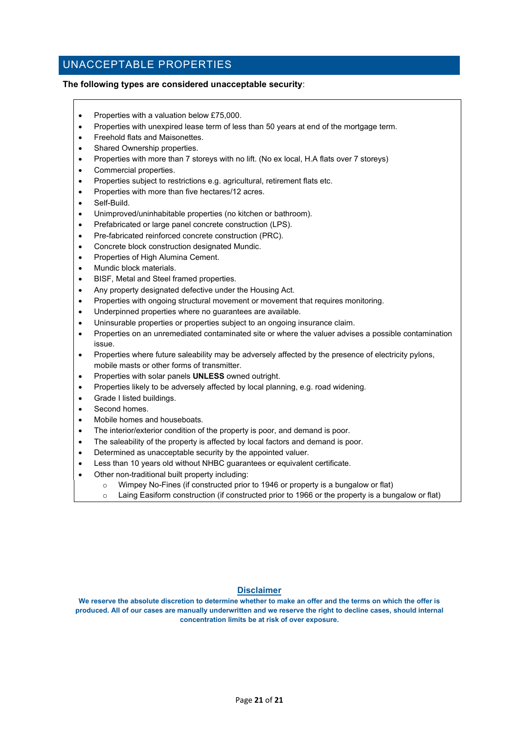## UNACCEPTABLE PROPERTIES

**The following types are considered unacceptable security**:

- Properties with a valuation below £75,000.
- Properties with unexpired lease term of less than 50 years at end of the mortgage term.
- Freehold flats and Maisonettes.
- Shared Ownership properties.
- Properties with more than 7 storeys with no lift. (No ex local, H.A flats over 7 storeys)
- Commercial properties.
- Properties subject to restrictions e.g. agricultural, retirement flats etc.
- Properties with more than five hectares/12 acres.
- Self-Build.
- Unimproved/uninhabitable properties (no kitchen or bathroom).
- Prefabricated or large panel concrete construction (LPS).
- Pre-fabricated reinforced concrete construction (PRC).
- Concrete block construction designated Mundic.
- Properties of High Alumina Cement.
- Mundic block materials.
- BISF, Metal and Steel framed properties.
- Any property designated defective under the Housing Act.
- Properties with ongoing structural movement or movement that requires monitoring.
- Underpinned properties where no guarantees are available.
- Uninsurable properties or properties subject to an ongoing insurance claim.
- Properties on an unremediated contaminated site or where the valuer advises a possible contamination issue.
- Properties where future saleability may be adversely affected by the presence of electricity pylons, mobile masts or other forms of transmitter.
- Properties with solar panels **UNLESS** owned outright.
- Properties likely to be adversely affected by local planning, e.g. road widening.
- Grade I listed buildings.
- Second homes.
- Mobile homes and houseboats.
- The interior/exterior condition of the property is poor, and demand is poor.
- The saleability of the property is affected by local factors and demand is poor.
- Determined as unacceptable security by the appointed valuer.
- Less than 10 years old without NHBC guarantees or equivalent certificate.
- Other non-traditional built property including:
  - Wimpey No-Fines (if constructed prior to 1946 or property is a bungalow or flat)
  - Laing Easiform construction (if constructed prior to 1966 or the property is a bungalow or flat)

**Disclaimer**

**We reserve the absolute discretion to determine whether to make an offer and the terms on which the offer is produced. All of our cases are manually underwritten and we reserve the right to decline cases, should internal concentration limits be at risk of over exposure.**